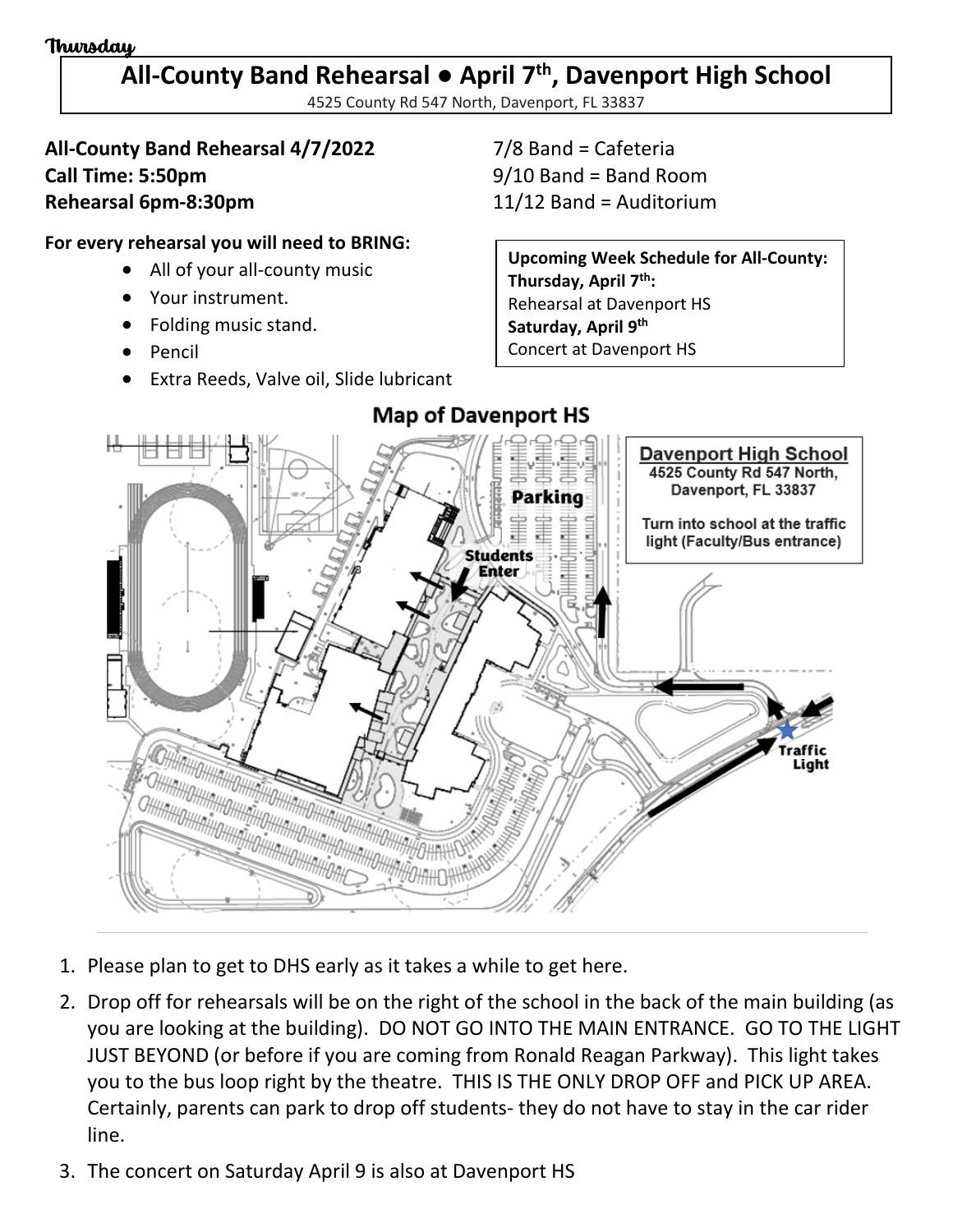Thursday

# All-County Band Rehearsal • April 7th, Davenport High School

4525 County Rd 547 North, Davenport, FL 33837

**All-County Band Rehearsal 4/7/2022**
**Call Time: 5:50pm**
**Rehearsal 6pm-8:30pm**

7/8 Band = Cafeteria
9/10 Band = Band Room
11/12 Band = Auditorium

**For every rehearsal you will need to BRING:**

- All of your all-county music
- Your instrument.
- Folding music stand.
- Pencil
- Extra Reeds, Valve oil, Slide lubricant

**Upcoming Week Schedule for All-County:**
**Thursday, April 7th:**
Rehearsal at Davenport HS
**Saturday, April 9th**
Concert at Davenport HS

## Map of Davenport HS

Davenport High School
4525 County Rd 547 North,
Davenport, FL 33837

Turn into school at the traffic light (Faculty/Bus entrance)

Parking

Students Enter

Traffic Light

1. Please plan to get to DHS early as it takes a while to get here.
2. Drop off for rehearsals will be on the right of the school in the back of the main building (as you are looking at the building). DO NOT GO INTO THE MAIN ENTRANCE. GO TO THE LIGHT JUST BEYOND (or before if you are coming from Ronald Reagan Parkway). This light takes you to the bus loop right by the theatre. THIS IS THE ONLY DROP OFF and PICK UP AREA. Certainly, parents can park to drop off students- they do not have to stay in the car rider line.
3. The concert on Saturday April 9 is also at Davenport HS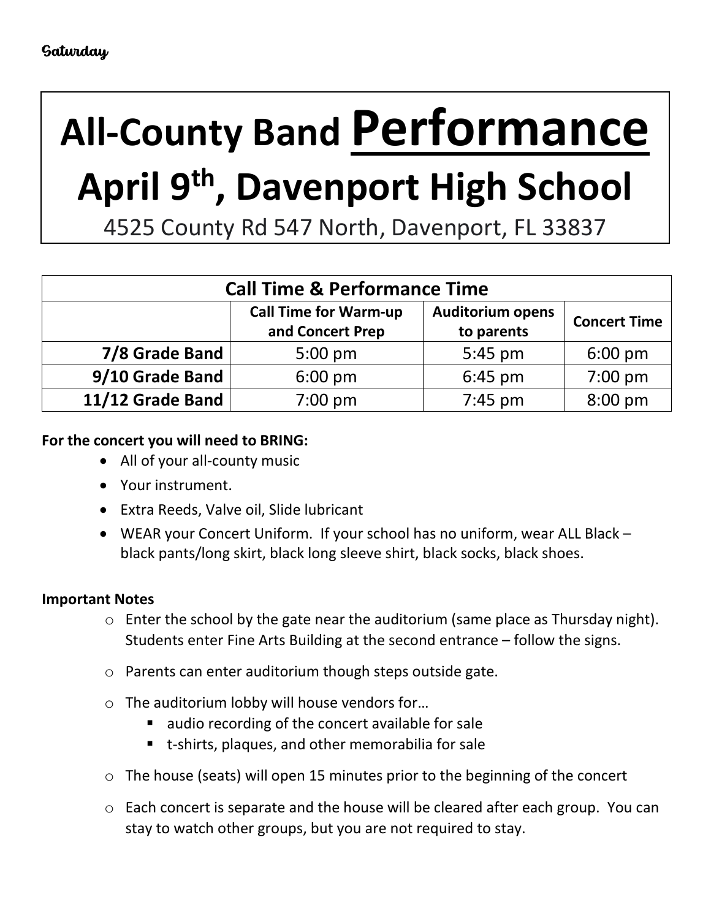Saturday

# All-County Band Performance
# April 9th, Davenport High School
4525 County Rd 547 North, Davenport, FL 33837

| Call Time & Performance Time | | | |
|---|---|---|---|
| | Call Time for Warm-up and Concert Prep | Auditorium opens to parents | Concert Time |
| 7/8 Grade Band | 5:00 pm | 5:45 pm | 6:00 pm |
| 9/10 Grade Band | 6:00 pm | 6:45 pm | 7:00 pm |
| 11/12 Grade Band | 7:00 pm | 7:45 pm | 8:00 pm |

**For the concert you will need to BRING:**

- All of your all-county music
- Your instrument.
- Extra Reeds, Valve oil, Slide lubricant
- WEAR your Concert Uniform. If your school has no uniform, wear ALL Black – black pants/long skirt, black long sleeve shirt, black socks, black shoes.

**Important Notes**

- Enter the school by the gate near the auditorium (same place as Thursday night). Students enter Fine Arts Building at the second entrance – follow the signs.
- Parents can enter auditorium though steps outside gate.
- The auditorium lobby will house vendors for…
  - audio recording of the concert available for sale
  - t-shirts, plaques, and other memorabilia for sale
- The house (seats) will open 15 minutes prior to the beginning of the concert
- Each concert is separate and the house will be cleared after each group. You can stay to watch other groups, but you are not required to stay.